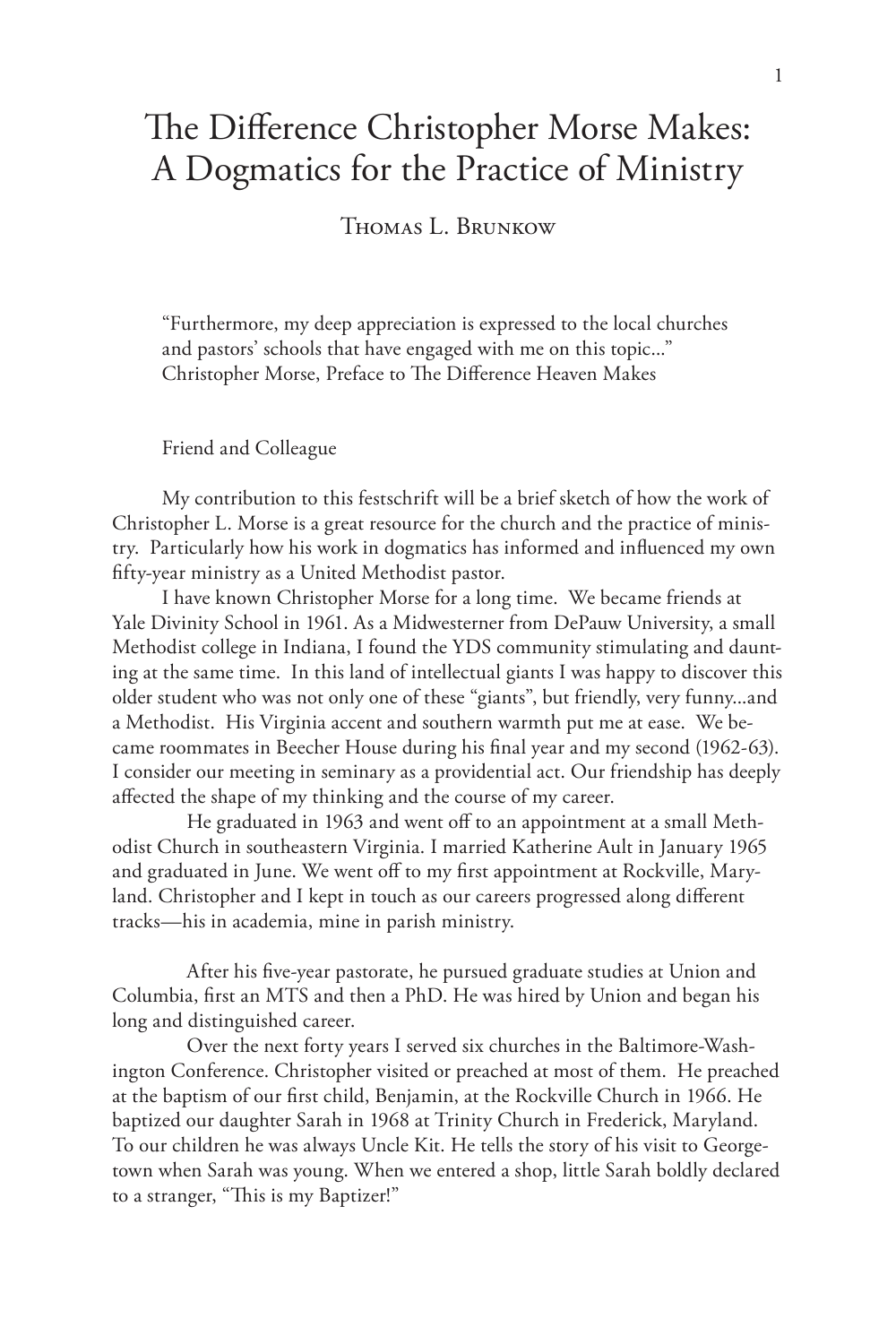# The Difference Christopher Morse Makes: A Dogmatics for the Practice of Ministry

Thomas L. Brunkow

> "Furthermore, my deep appreciation is expressed to the local churches and pastors' schools that have engaged with me on this topic..."
> Christopher Morse, Preface to The Difference Heaven Makes

## Friend and Colleague

My contribution to this festschrift will be a brief sketch of how the work of Christopher L. Morse is a great resource for the church and the practice of ministry. Particularly how his work in dogmatics has informed and influenced my own fifty-year ministry as a United Methodist pastor.

I have known Christopher Morse for a long time. We became friends at Yale Divinity School in 1961. As a Midwesterner from DePauw University, a small Methodist college in Indiana, I found the YDS community stimulating and daunting at the same time. In this land of intellectual giants I was happy to discover this older student who was not only one of these "giants", but friendly, very funny...and a Methodist. His Virginia accent and southern warmth put me at ease. We became roommates in Beecher House during his final year and my second (1962-63). I consider our meeting in seminary as a providential act. Our friendship has deeply affected the shape of my thinking and the course of my career.

He graduated in 1963 and went off to an appointment at a small Methodist Church in southeastern Virginia. I married Katherine Ault in January 1965 and graduated in June. We went off to my first appointment at Rockville, Maryland. Christopher and I kept in touch as our careers progressed along different tracks—his in academia, mine in parish ministry.

After his five-year pastorate, he pursued graduate studies at Union and Columbia, first an MTS and then a PhD. He was hired by Union and began his long and distinguished career.

Over the next forty years I served six churches in the Baltimore-Washington Conference. Christopher visited or preached at most of them. He preached at the baptism of our first child, Benjamin, at the Rockville Church in 1966. He baptized our daughter Sarah in 1968 at Trinity Church in Frederick, Maryland. To our children he was always Uncle Kit. He tells the story of his visit to Georgetown when Sarah was young. When we entered a shop, little Sarah boldly declared to a stranger, "This is my Baptizer!"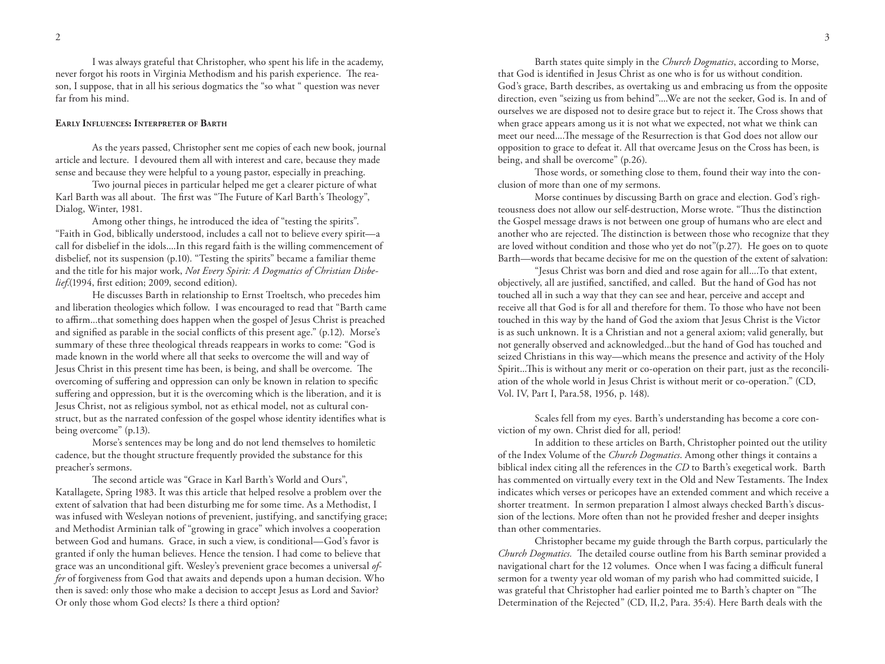I was always grateful that Christopher, who spent his life in the academy, never forgot his roots in Virginia Methodism and his parish experience. The reason, I suppose, that in all his serious dogmatics the "so what " question was never far from his mind.

#### Early Influences: Interpreter of Barth

As the years passed, Christopher sent me copies of each new book, journal article and lecture. I devoured them all with interest and care, because they made sense and because they were helpful to a young pastor, especially in preaching.

Two journal pieces in particular helped me get a clearer picture of what Karl Barth was all about. The first was "The Future of Karl Barth's Theology", Dialog, Winter, 1981.

Among other things, he introduced the idea of "testing the spirits". "Faith in God, biblically understood, includes a call not to believe every spirit—a call for disbelief in the idols....In this regard faith is the willing commencement of disbelief, not its suspension (p.10). "Testing the spirits" became a familiar theme and the title for his major work, *Not Every Spirit: A Dogmatics of Christian Disbelief*.(1994, first edition; 2009, second edition).

He discusses Barth in relationship to Ernst Troeltsch, who precedes him and liberation theologies which follow. I was encouraged to read that "Barth came to affirm...that something does happen when the gospel of Jesus Christ is preached and signified as parable in the social conflicts of this present age." (p.12). Morse's summary of these three theological threads reappears in works to come: "God is made known in the world where all that seeks to overcome the will and way of Jesus Christ in this present time has been, is being, and shall be overcome. The overcoming of suffering and oppression can only be known in relation to specific suffering and oppression, but it is the overcoming which is the liberation, and it is Jesus Christ, not as religious symbol, not as ethical model, not as cultural construct, but as the narrated confession of the gospel whose identity identifies what is being overcome" (p.13).

Morse's sentences may be long and do not lend themselves to homiletic cadence, but the thought structure frequently provided the substance for this preacher's sermons.

The second article was "Grace in Karl Barth's World and Ours", Katallagete, Spring 1983. It was this article that helped resolve a problem over the extent of salvation that had been disturbing me for some time. As a Methodist, I was infused with Wesleyan notions of prevenient, justifying, and sanctifying grace; and Methodist Arminian talk of "growing in grace" which involves a cooperation between God and humans. Grace, in such a view, is conditional—God's favor is granted if only the human believes. Hence the tension. I had come to believe that grace was an unconditional gift. Wesley's prevenient grace becomes a universal *offer* of forgiveness from God that awaits and depends upon a human decision. Who then is saved: only those who make a decision to accept Jesus as Lord and Savior? Or only those whom God elects? Is there a third option?

Barth states quite simply in the *Church Dogmatics*, according to Morse, that God is identified in Jesus Christ as one who is for us without condition. God's grace, Barth describes, as overtaking us and embracing us from the opposite direction, even "seizing us from behind"....We are not the seeker, God is. In and of ourselves we are disposed not to desire grace but to reject it. The Cross shows that when grace appears among us it is not what we expected, not what we think can meet our need....The message of the Resurrection is that God does not allow our opposition to grace to defeat it. All that overcame Jesus on the Cross has been, is being, and shall be overcome" (p.26).

Those words, or something close to them, found their way into the conclusion of more than one of my sermons.

Morse continues by discussing Barth on grace and election. God's righteousness does not allow our self-destruction, Morse wrote. "Thus the distinction the Gospel message draws is not between one group of humans who are elect and another who are rejected. The distinction is between those who recognize that they are loved without condition and those who yet do not"(p.27). He goes on to quote Barth—words that became decisive for me on the question of the extent of salvation:

"Jesus Christ was born and died and rose again for all....To that extent, objectively, all are justified, sanctified, and called. But the hand of God has not touched all in such a way that they can see and hear, perceive and accept and receive all that God is for all and therefore for them. To those who have not been touched in this way by the hand of God the axiom that Jesus Christ is the Victor is as such unknown. It is a Christian and not a general axiom; valid generally, but not generally observed and acknowledged...but the hand of God has touched and seized Christians in this way—which means the presence and activity of the Holy Spirit...This is without any merit or co-operation on their part, just as the reconciliation of the whole world in Jesus Christ is without merit or co-operation." (CD, Vol. IV, Part I, Para.58, 1956, p. 148).

Scales fell from my eyes. Barth's understanding has become a core conviction of my own. Christ died for all, period!

In addition to these articles on Barth, Christopher pointed out the utility of the Index Volume of the *Church Dogmatics*. Among other things it contains a biblical index citing all the references in the *CD* to Barth's exegetical work. Barth has commented on virtually every text in the Old and New Testaments. The Index indicates which verses or pericopes have an extended comment and which receive a shorter treatment. In sermon preparation I almost always checked Barth's discussion of the lections. More often than not he provided fresher and deeper insights than other commentaries.

Christopher became my guide through the Barth corpus, particularly the *Church Dogmatics.* The detailed course outline from his Barth seminar provided a navigational chart for the 12 volumes. Once when I was facing a difficult funeral sermon for a twenty year old woman of my parish who had committed suicide, I was grateful that Christopher had earlier pointed me to Barth's chapter on "The Determination of the Rejected" (CD, II,2, Para. 35:4). Here Barth deals with the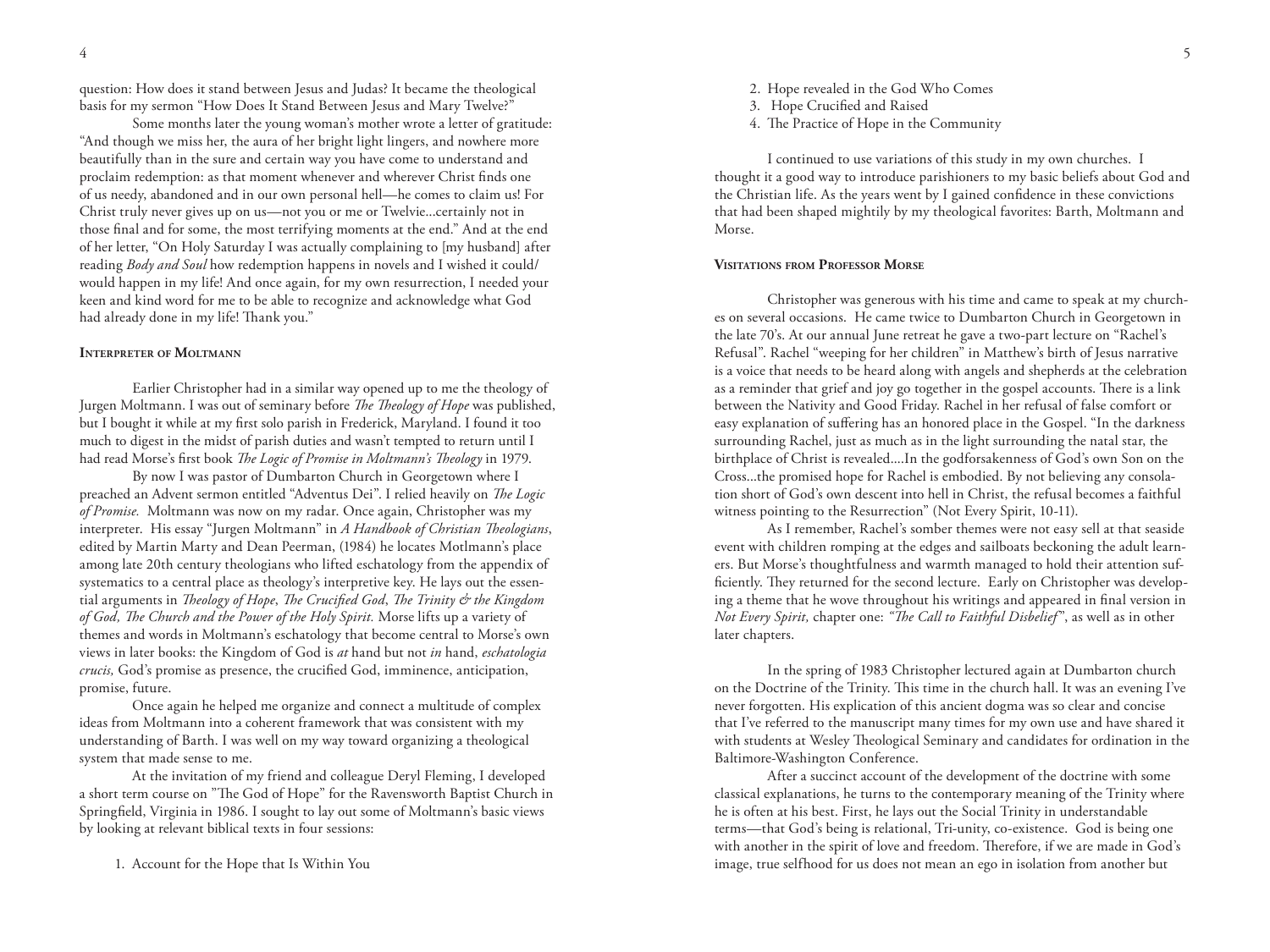question: How does it stand between Jesus and Judas? It became the theological basis for my sermon "How Does It Stand Between Jesus and Mary Twelve?"

Some months later the young woman's mother wrote a letter of gratitude: "And though we miss her, the aura of her bright light lingers, and nowhere more beautifully than in the sure and certain way you have come to understand and proclaim redemption: as that moment whenever and wherever Christ finds one of us needy, abandoned and in our own personal hell—he comes to claim us! For Christ truly never gives up on us—not you or me or Twelvie...certainly not in those final and for some, the most terrifying moments at the end." And at the end of her letter, "On Holy Saturday I was actually complaining to [my husband] after reading *Body and Soul* how redemption happens in novels and I wished it could/would happen in my life! And once again, for my own resurrection, I needed your keen and kind word for me to be able to recognize and acknowledge what God had already done in my life! Thank you."

## Interpreter of Moltmann

Earlier Christopher had in a similar way opened up to me the theology of Jurgen Moltmann. I was out of seminary before *The Theology of Hope* was published, but I bought it while at my first solo parish in Frederick, Maryland. I found it too much to digest in the midst of parish duties and wasn't tempted to return until I had read Morse's first book *The Logic of Promise in Moltmann's Theology* in 1979.

By now I was pastor of Dumbarton Church in Georgetown where I preached an Advent sermon entitled "Adventus Dei". I relied heavily on *The Logic of Promise.* Moltmann was now on my radar. Once again, Christopher was my interpreter. His essay "Jurgen Moltmann" in *A Handbook of Christian Theologians*, edited by Martin Marty and Dean Peerman, (1984) he locates Motlmann's place among late 20th century theologians who lifted eschatology from the appendix of systematics to a central place as theology's interpretive key. He lays out the essential arguments in *Theology of Hope*, *The Crucified God*, *The Trinity & the Kingdom of God, The Church and the Power of the Holy Spirit.* Morse lifts up a variety of themes and words in Moltmann's eschatology that become central to Morse's own views in later books: the Kingdom of God is *at* hand but not *in* hand, *eschatologia crucis,* God's promise as presence, the crucified God, imminence, anticipation, promise, future.

Once again he helped me organize and connect a multitude of complex ideas from Moltmann into a coherent framework that was consistent with my understanding of Barth. I was well on my way toward organizing a theological system that made sense to me.

At the invitation of my friend and colleague Deryl Fleming, I developed a short term course on "The God of Hope" for the Ravensworth Baptist Church in Springfield, Virginia in 1986. I sought to lay out some of Moltmann's basic views by looking at relevant biblical texts in four sessions:

1. Account for the Hope that Is Within You
2. Hope revealed in the God Who Comes
3. Hope Crucified and Raised
4. The Practice of Hope in the Community

I continued to use variations of this study in my own churches. I thought it a good way to introduce parishioners to my basic beliefs about God and the Christian life. As the years went by I gained confidence in these convictions that had been shaped mightily by my theological favorites: Barth, Moltmann and Morse.

## Visitations from Professor Morse

Christopher was generous with his time and came to speak at my churches on several occasions. He came twice to Dumbarton Church in Georgetown in the late 70's. At our annual June retreat he gave a two-part lecture on "Rachel's Refusal". Rachel "weeping for her children" in Matthew's birth of Jesus narrative is a voice that needs to be heard along with angels and shepherds at the celebration as a reminder that grief and joy go together in the gospel accounts. There is a link between the Nativity and Good Friday. Rachel in her refusal of false comfort or easy explanation of suffering has an honored place in the Gospel. "In the darkness surrounding Rachel, just as much as in the light surrounding the natal star, the birthplace of Christ is revealed....In the godforsakenness of God's own Son on the Cross...the promised hope for Rachel is embodied. By not believing any consolation short of God's own descent into hell in Christ, the refusal becomes a faithful witness pointing to the Resurrection" (Not Every Spirit, 10-11).

As I remember, Rachel's somber themes were not easy sell at that seaside event with children romping at the edges and sailboats beckoning the adult learners. But Morse's thoughtfulness and warmth managed to hold their attention sufficiently. They returned for the second lecture. Early on Christopher was developing a theme that he wove throughout his writings and appeared in final version in *Not Every Spirit,* chapter one: *"The Call to Faithful Disbelief"*, as well as in other later chapters.

In the spring of 1983 Christopher lectured again at Dumbarton church on the Doctrine of the Trinity. This time in the church hall. It was an evening I've never forgotten. His explication of this ancient dogma was so clear and concise that I've referred to the manuscript many times for my own use and have shared it with students at Wesley Theological Seminary and candidates for ordination in the Baltimore-Washington Conference.

After a succinct account of the development of the doctrine with some classical explanations, he turns to the contemporary meaning of the Trinity where he is often at his best. First, he lays out the Social Trinity in understandable terms—that God's being is relational, Tri-unity, co-existence. God is being one with another in the spirit of love and freedom. Therefore, if we are made in God's image, true selfhood for us does not mean an ego in isolation from another but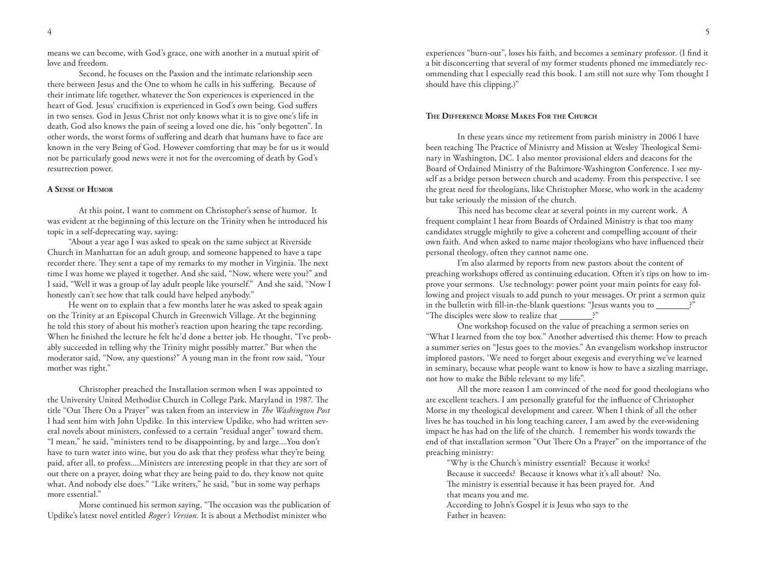means we can become, with God's grace, one with another in a mutual spirit of love and freedom.

Second, he focuses on the Passion and the intimate relationship seen there between Jesus and the One to whom he calls in his suffering. Because of their intimate life together, whatever the Son experiences is experienced in the heart of God. Jesus' crucifixion is experienced in God's own being. God suffers in two senses. God in Jesus Christ not only knows what it is to give one's life in death, God also knows the pain of seeing a loved one die, his "only begotten". In other words, the worst forms of suffering and death that humans have to face are known in the very Being of God. However comforting that may be for us it would not be particularly good news were it not for the overcoming of death by God's resurrection power.

### A Sense of Humor

At this point, I want to comment on Christopher's sense of humor. It was evident at the beginning of this lecture on the Trinity when he introduced his topic in a self-deprecating way, saying:

"About a year ago I was asked to speak on the same subject at Riverside Church in Manhattan for an adult group, and someone happened to have a tape recorder there. They sent a tape of my remarks to my mother in Virginia. The next time I was home we played it together. And she said, "Now, where were you?" and I said, "Well it was a group of lay adult people like yourself." And she said, "Now I honestly can't see how that talk could have helped anybody."

He went on to explain that a few months later he was asked to speak again on the Trinity at an Episcopal Church in Greenwich Village. At the beginning he told this story of about his mother's reaction upon hearing the tape recording. When he finished the lecture he felt he'd done a better job. He thought, "I've probably succeeded in telling why the Trinity might possibly matter." But when the moderator said, "Now, any questions?" A young man in the front row said, "Your mother was right."

Christopher preached the Installation sermon when I was appointed to the University United Methodist Church in College Park, Maryland in 1987. The title "Out There On a Prayer" was taken from an interview in *The Washington Post* I had sent him with John Updike. In this interview Updike, who had written several novels about ministers, confessed to a certain "residual anger" toward them. "I mean," he said, "ministers tend to be disappointing, by and large....You don't have to turn water into wine, but you do ask that they profess what they're being paid, after all, to profess....Ministers are interesting people in that they are sort of out there on a prayer, doing what they are being paid to do, they know not quite what. And nobody else does." "Like writers," he said, "but in some way perhaps more essential."

Morse continued his sermon saying, "The occasion was the publication of Updike's latest novel entitled *Roger's Version.* It is about a Methodist minister who experiences "burn-out", loses his faith, and becomes a seminary professor. (I find it a bit disconcerting that several of my former students phoned me immediately recommending that I especially read this book. I am still not sure why Tom thought I should have this clipping.)"

### The Difference Morse Makes For the Church

In these years since my retirement from parish ministry in 2006 I have been teaching The Practice of Ministry and Mission at Wesley Theological Seminary in Washington, DC. I also mentor provisional elders and deacons for the Board of Ordained Ministry of the Baltimore-Washington Conference. I see myself as a bridge person between church and academy. From this perspective, I see the great need for theologians, like Christopher Morse, who work in the academy but take seriously the mission of the church.

This need has become clear at several points in my current work. A frequent complaint I hear from Boards of Ordained Ministry is that too many candidates struggle mightily to give a coherent and compelling account of their own faith. And when asked to name major theologians who have influenced their personal theology, often they cannot name one.

I'm also alarmed by reports from new pastors about the content of preaching workshops offered as continuing education. Often it's tips on how to improve your sermons. Use technology: power point your main points for easy following and project visuals to add punch to your messages. Or print a sermon quiz in the bulletin with fill-in-the-blank questions: "Jesus wants you to ________?" "The disciples were slow to realize that ________?"

One workshop focused on the value of preaching a sermon series on "What I learned from the toy box." Another advertised this theme: How to preach a summer series on "Jesus goes to the movies." An evangelism workshop instructor implored pastors, 'We need to forget about exegesis and everything we've learned in seminary, because what people want to know is how to have a sizzling marriage, not how to make the Bible relevant to my life".

All the more reason I am convinced of the need for good theologians who are excellent teachers. I am personally grateful for the influence of Christopher Morse in my theological development and career. When I think of all the other lives he has touched in his long teaching career, I am awed by the ever-widening impact he has had on the life of the church. I remember his words towards the end of that installation sermon "Out There On a Prayer" on the importance of the preaching ministry:

> "Why is the Church's ministry essential? Because it works?
> Because it succeeds? Because it knows what it's all about? No.
> The ministry is essential because it has been prayed for. And
> that means you and me.
> According to John's Gospel it is Jesus who says to the
> Father in heaven: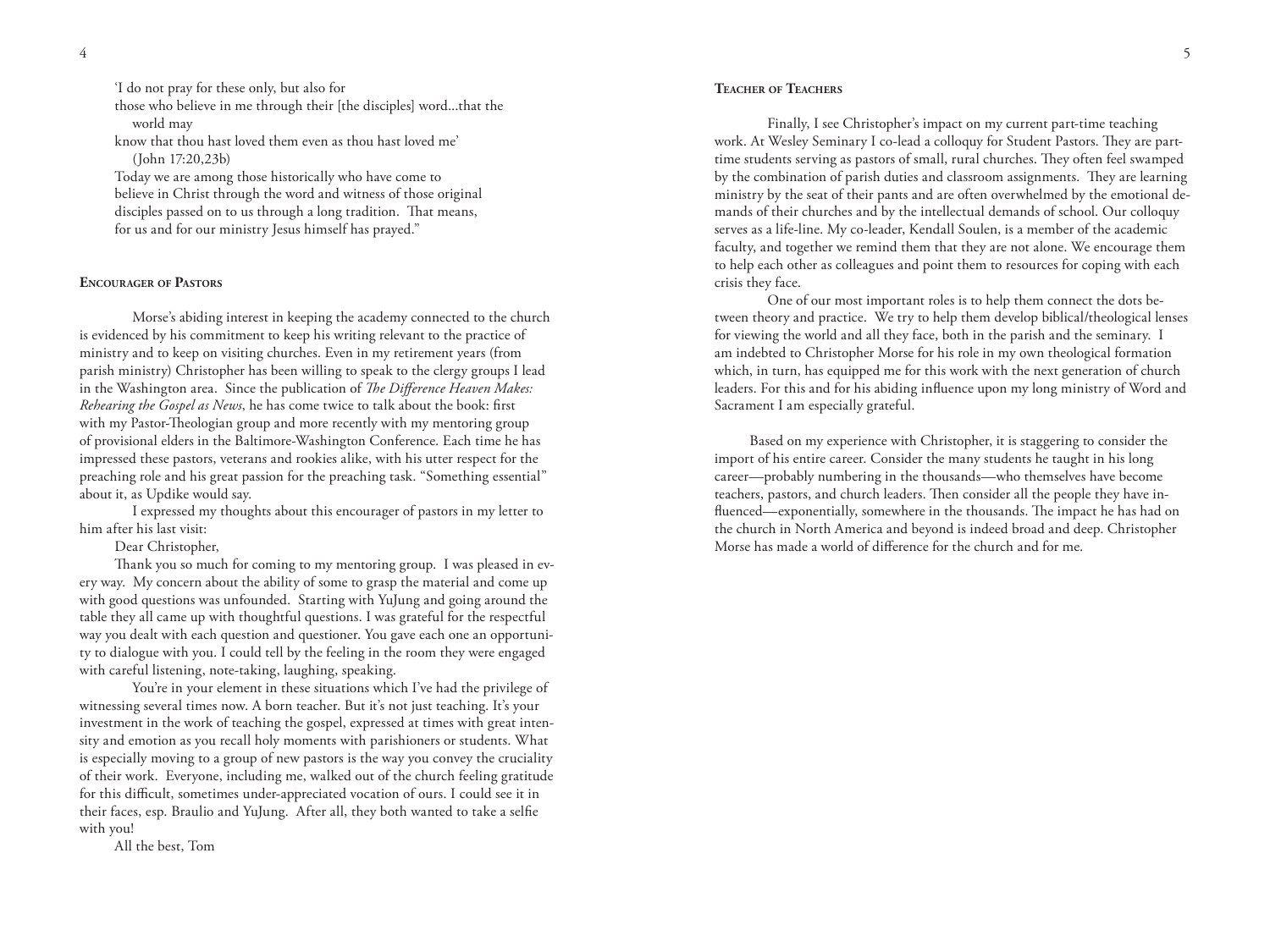'I do not pray for these only, but also for
those who believe in me through their [the disciples] word...that the world may
know that thou hast loved them even as thou hast loved me'
(John 17:20,23b)
Today we are among those historically who have come to believe in Christ through the word and witness of those original disciples passed on to us through a long tradition. That means, for us and for our ministry Jesus himself has prayed."

## Encourager of Pastors

Morse's abiding interest in keeping the academy connected to the church is evidenced by his commitment to keep his writing relevant to the practice of ministry and to keep on visiting churches. Even in my retirement years (from parish ministry) Christopher has been willing to speak to the clergy groups I lead in the Washington area. Since the publication of *The Difference Heaven Makes: Rehearing the Gospel as News*, he has come twice to talk about the book: first with my Pastor-Theologian group and more recently with my mentoring group of provisional elders in the Baltimore-Washington Conference. Each time he has impressed these pastors, veterans and rookies alike, with his utter respect for the preaching role and his great passion for the preaching task. "Something essential" about it, as Updike would say.

I expressed my thoughts about this encourager of pastors in my letter to him after his last visit:

Dear Christopher,

Thank you so much for coming to my mentoring group. I was pleased in every way. My concern about the ability of some to grasp the material and come up with good questions was unfounded. Starting with YuJung and going around the table they all came up with thoughtful questions. I was grateful for the respectful way you dealt with each question and questioner. You gave each one an opportunity to dialogue with you. I could tell by the feeling in the room they were engaged with careful listening, note-taking, laughing, speaking.

You're in your element in these situations which I've had the privilege of witnessing several times now. A born teacher. But it's not just teaching. It's your investment in the work of teaching the gospel, expressed at times with great intensity and emotion as you recall holy moments with parishioners or students. What is especially moving to a group of new pastors is the way you convey the cruciality of their work. Everyone, including me, walked out of the church feeling gratitude for this difficult, sometimes under-appreciated vocation of ours. I could see it in their faces, esp. Braulio and YuJung. After all, they both wanted to take a selfie with you!

All the best, Tom

## Teacher of Teachers

Finally, I see Christopher's impact on my current part-time teaching work. At Wesley Seminary I co-lead a colloquy for Student Pastors. They are part-time students serving as pastors of small, rural churches. They often feel swamped by the combination of parish duties and classroom assignments. They are learning ministry by the seat of their pants and are often overwhelmed by the emotional demands of their churches and by the intellectual demands of school. Our colloquy serves as a life-line. My co-leader, Kendall Soulen, is a member of the academic faculty, and together we remind them that they are not alone. We encourage them to help each other as colleagues and point them to resources for coping with each crisis they face.

One of our most important roles is to help them connect the dots between theory and practice. We try to help them develop biblical/theological lenses for viewing the world and all they face, both in the parish and the seminary. I am indebted to Christopher Morse for his role in my own theological formation which, in turn, has equipped me for this work with the next generation of church leaders. For this and for his abiding influence upon my long ministry of Word and Sacrament I am especially grateful.

Based on my experience with Christopher, it is staggering to consider the import of his entire career. Consider the many students he taught in his long career—probably numbering in the thousands—who themselves have become teachers, pastors, and church leaders. Then consider all the people they have influenced—exponentially, somewhere in the thousands. The impact he has had on the church in North America and beyond is indeed broad and deep. Christopher Morse has made a world of difference for the church and for me.